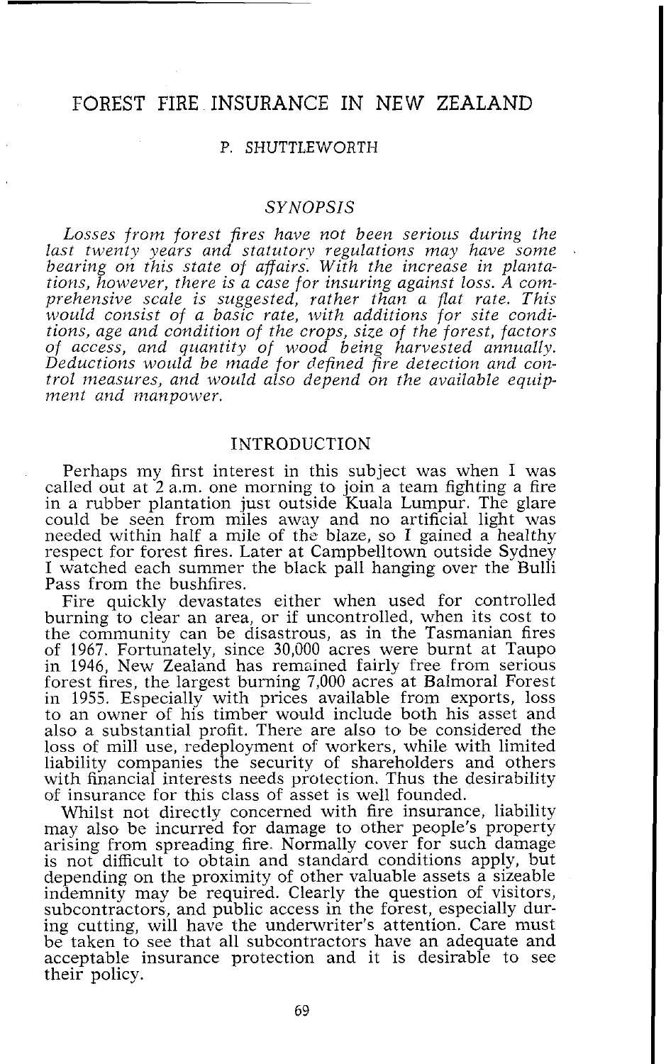# FOREST FIRE INSURANCE IN NEW ZEALAND

P. SHUTTLEWORTH

## SYNOPSIS

*Losses from forest fires have not been serious during the last twenty years and statutory regulations may have some bearing on this state of affairs. With the increase in plantations, however, there is a case for insuring against loss. A comprehensive scale is suggested, rather than a flat rate. This would consist of a basic rate, with additions for site conditions, age and condition of the crops, size of the forest, factors of access, and quantity of wood being harvested annually. Deductions would be made for defined fire detection and control measures, and would also depend on the available equipment and manpower.*

## INTRODUCTION

Perhaps my first interest in this subject was when I was called out at 2 a.m. one morning to join a team fighting a fire in a rubber plantation just outside Kuala Lumpur. The glare could be seen from miles away and no artificial light was needed within half a mile of the blaze, so I gained a healthy respect for forest fires. Later at Campbelltown outside Sydney I watched each summer the black pall hanging over the Bulli Pass from the bushfires.

Fire quickly devastates either when used for controlled burning to clear an area, or if uncontrolled, when its cost to the community can be disastrous, as in the Tasmanian fires of 1967. Fortunately, since 30,000 acres were burnt at Taupo in 1946, New Zealand has remained fairly free from serious forest fires, the largest burning 7,000 acres at Balmoral Forest in 1955. Especially with prices available from exports, loss to an owner of his timber would include both his asset and also a substantial profit. There are also to be considered the loss of mill use, redeployment of workers, while with limited liability companies the security of shareholders and others with financial interests needs protection. Thus the desirability of insurance for this class of asset is well founded.

Whilst not directly concerned with fire insurance, liability may also be incurred for damage to other people's property arising from spreading fire. Normally cover for such damage is not difficult to obtain and standard conditions apply, but depending on the proximity of other valuable assets a sizeable indemnity may be required. Clearly the question of visitors, subcontractors, and public access in the forest, especially during cutting, will have the underwriter's attention. Care must be taken to see that all subcontractors have an adequate and acceptable insurance protection and it is desirable to see their policy.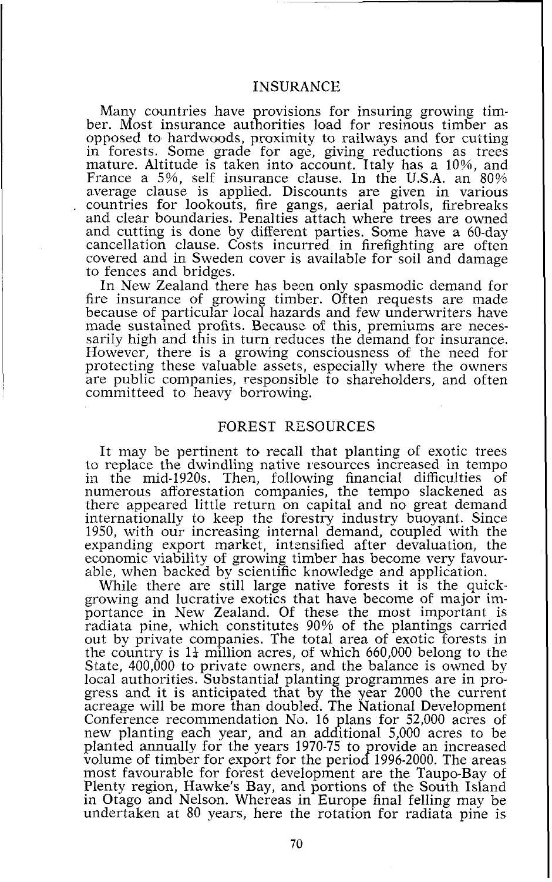## INSURANCE

Many countries have provisions for insuring growing timber. Most insurance authorities load for resinous timber as opposed to hardwoods, proximity to railways and for cutting in forests. Some grade for age, giving reductions as trees mature. Altitude is taken into account. Italy has a 10%, and France a 5%, self insurance clause. In the U.S.A. an 80% average clause is applied. Discounts are given in various countries for lookouts, fire gangs, aerial patrols, firebreaks and clear boundaries. Penalties attach where trees are owned and cutting is done by different parties. Some have a 60-day cancellation clause. Costs incurred in firefighting are often covered and in Sweden cover is available for soil and damage to fences and bridges.

In New Zealand there has been only spasmodic demand for fire insurance of growing timber. Often requests are made because of particular local hazards and few underwriters have made sustained profits. Because of this, premiums are necessarily high and this in turn reduces the demand for insurance. However, there is a growing consciousness of the need for protecting these valuable assets, especially where the owners are public companies, responsible to shareholders, and often committeed to heavy borrowing.

## FOREST RESOURCES

It may be pertinent to recall that planting of exotic trees to replace the dwindling native resources increased in tempo in the mid-1920s. Then, following financial difficulties of numerous afforestation companies, the tempo slackened as there appeared little return on capital and no great demand internationally to keep the forestry industry buoyant. Since 1950, with our increasing internal demand, coupled with the expanding export market, intensified after devaluation, the economic viability of growing timber has become very favourable, when backed by scientific knowledge and application.

While there are still large native forests it is the quick-growing and lucrative exotics that have become of major importance in New Zealand. Of these the most important is radiata pine, which constitutes 90% of the plantings carried out by private companies. The total area of exotic forests in the country is 1¼ million acres, of which 660,000 belong to the State, 400,000 to private owners, and the balance is owned by local authorities. Substantial planting programmes are in progress and it is anticipated that by the year 2000 the current acreage will be more than doubled. The National Development Conference recommendation No. 16 plans for 52,000 acres of new planting each year, and an additional 5,000 acres to be planted annually for the years 1970-75 to provide an increased volume of timber for export for the period 1996-2000. The areas most favourable for forest development are the Taupo-Bay of Plenty region, Hawke's Bay, and portions of the South Island in Otago and Nelson. Whereas in Europe final felling may be undertaken at 80 years, here the rotation for radiata pine is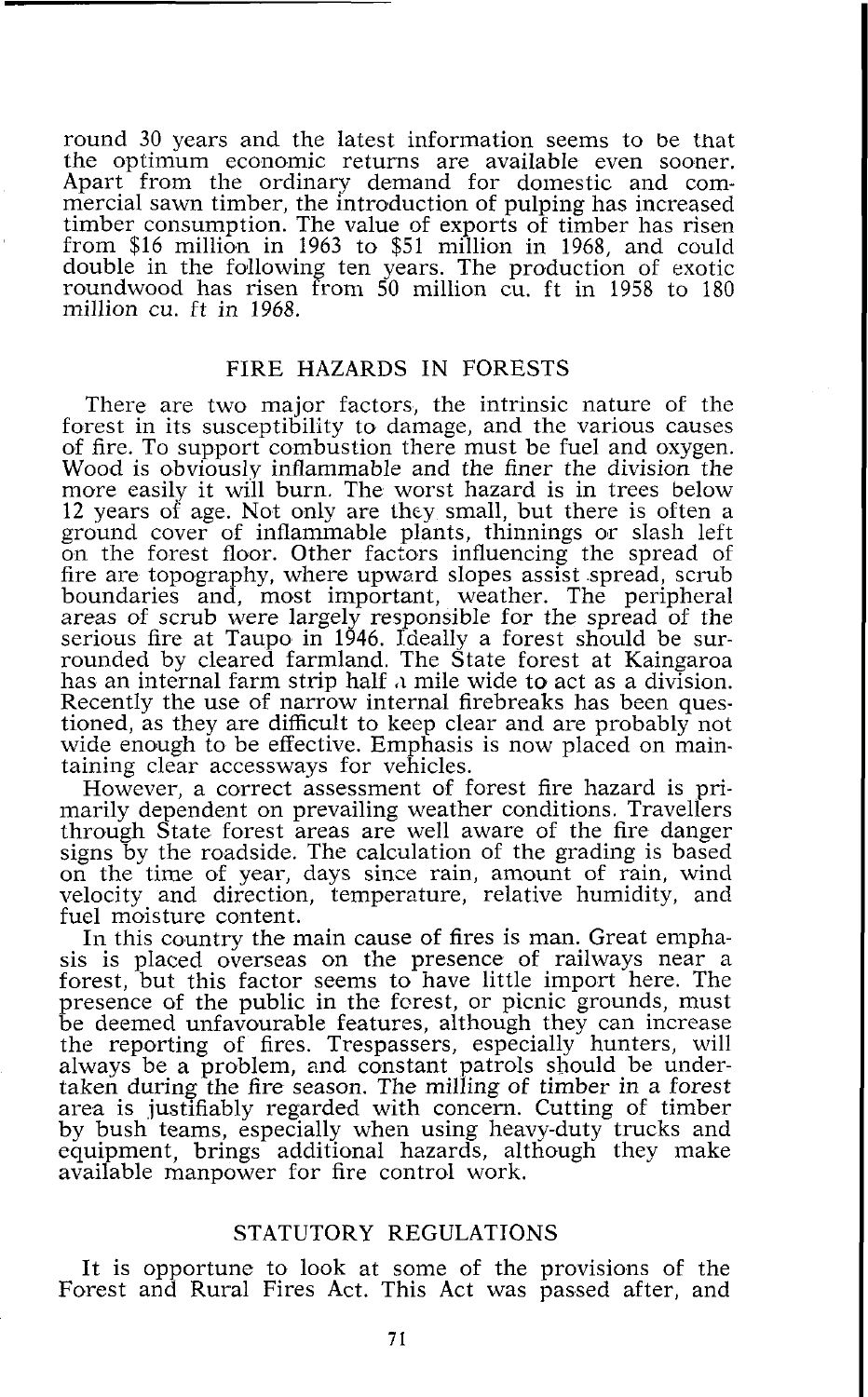round 30 years and the latest information seems to be that the optimum economic returns are available even sooner. Apart from the ordinary demand for domestic and commercial sawn timber, the introduction of pulping has increased timber consumption. The value of exports of timber has risen from $16 million in 1963 to $51 million in 1968, and could double in the following ten years. The production of exotic roundwood has risen from 50 million cu. ft in 1958 to 180 million cu. ft in 1968.

## FIRE HAZARDS IN FORESTS

There are two major factors, the intrinsic nature of the forest in its susceptibility to damage, and the various causes of fire. To support combustion there must be fuel and oxygen. Wood is obviously inflammable and the finer the division the more easily it will burn. The worst hazard is in trees below 12 years of age. Not only are they small, but there is often a ground cover of inflammable plants, thinnings or slash left on the forest floor. Other factors influencing the spread of fire are topography, where upward slopes assist spread, scrub boundaries and, most important, weather. The peripheral areas of scrub were largely responsible for the spread of the serious fire at Taupo in 1946. Ideally a forest should be surrounded by cleared farmland. The State forest at Kaingaroa has an internal farm strip half a mile wide to act as a division. Recently the use of narrow internal firebreaks has been questioned, as they are difficult to keep clear and are probably not wide enough to be effective. Emphasis is now placed on maintaining clear accessways for vehicles.

However, a correct assessment of forest fire hazard is primarily dependent on prevailing weather conditions. Travellers through State forest areas are well aware of the fire danger signs by the roadside. The calculation of the grading is based on the time of year, days since rain, amount of rain, wind velocity and direction, temperature, relative humidity, and fuel moisture content.

In this country the main cause of fires is man. Great emphasis is placed overseas on the presence of railways near a forest, but this factor seems to have little import here. The presence of the public in the forest, or picnic grounds, must be deemed unfavourable features, although they can increase the reporting of fires. Trespassers, especially hunters, will always be a problem, and constant patrols should be undertaken during the fire season. The milling of timber in a forest area is justifiably regarded with concern. Cutting of timber by bush teams, especially when using heavy-duty trucks and equipment, brings additional hazards, although they make available manpower for fire control work.

## STATUTORY REGULATIONS

It is opportune to look at some of the provisions of the Forest and Rural Fires Act. This Act was passed after, and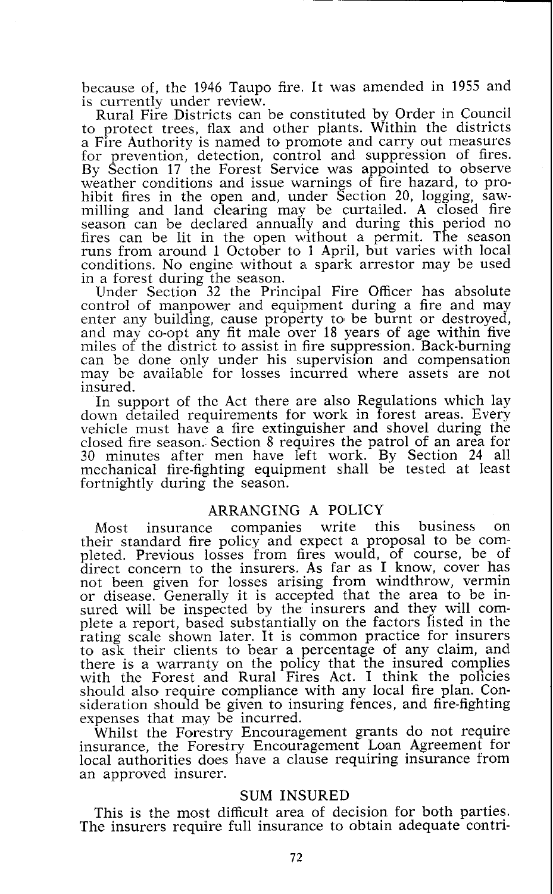because of, the 1946 Taupo fire. It was amended in 1955 and is currently under review.

Rural Fire Districts can be constituted by Order in Council to protect trees, flax and other plants. Within the districts a Fire Authority is named to promote and carry out measures for prevention, detection, control and suppression of fires. By Section 17 the Forest Service was appointed to observe weather conditions and issue warnings of fire hazard, to prohibit fires in the open and, under Section 20, logging, sawmilling and land clearing may be curtailed. A closed fire season can be declared annually and during this period no fires can be lit in the open without a permit. The season runs from around 1 October to 1 April, but varies with local conditions. No engine without a spark arrestor may be used in a forest during the season.

Under Section 32 the Principal Fire Officer has absolute control of manpower and equipment during a fire and may enter any building, cause property to be burnt or destroyed, and may co-opt any fit male over 18 years of age within five miles of the district to assist in fire suppression. Back-burning can be done only under his supervision and compensation may be available for losses incurred where assets are not insured.

In support of the Act there are also Regulations which lay down detailed requirements for work in forest areas. Every vehicle must have a fire extinguisher and shovel during the closed fire season. Section 8 requires the patrol of an area for 30 minutes after men have left work. By Section 24 all mechanical fire-fighting equipment shall be tested at least fortnightly during the season.

## ARRANGING A POLICY

Most insurance companies write this business on their standard fire policy and expect a proposal to be completed. Previous losses from fires would, of course, be of direct concern to the insurers. As far as I know, cover has not been given for losses arising from windthrow, vermin or disease. Generally it is accepted that the area to be insured will be inspected by the insurers and they will complete a report, based substantially on the factors listed in the rating scale shown later. It is common practice for insurers to ask their clients to bear a percentage of any claim, and there is a warranty on the policy that the insured complies with the Forest and Rural Fires Act. I think the policies should also require compliance with any local fire plan. Consideration should be given to insuring fences, and fire-fighting expenses that may be incurred.

Whilst the Forestry Encouragement grants do not require insurance, the Forestry Encouragement Loan Agreement for local authorities does have a clause requiring insurance from an approved insurer.

## SUM INSURED

This is the most difficult area of decision for both parties. The insurers require full insurance to obtain adequate contri-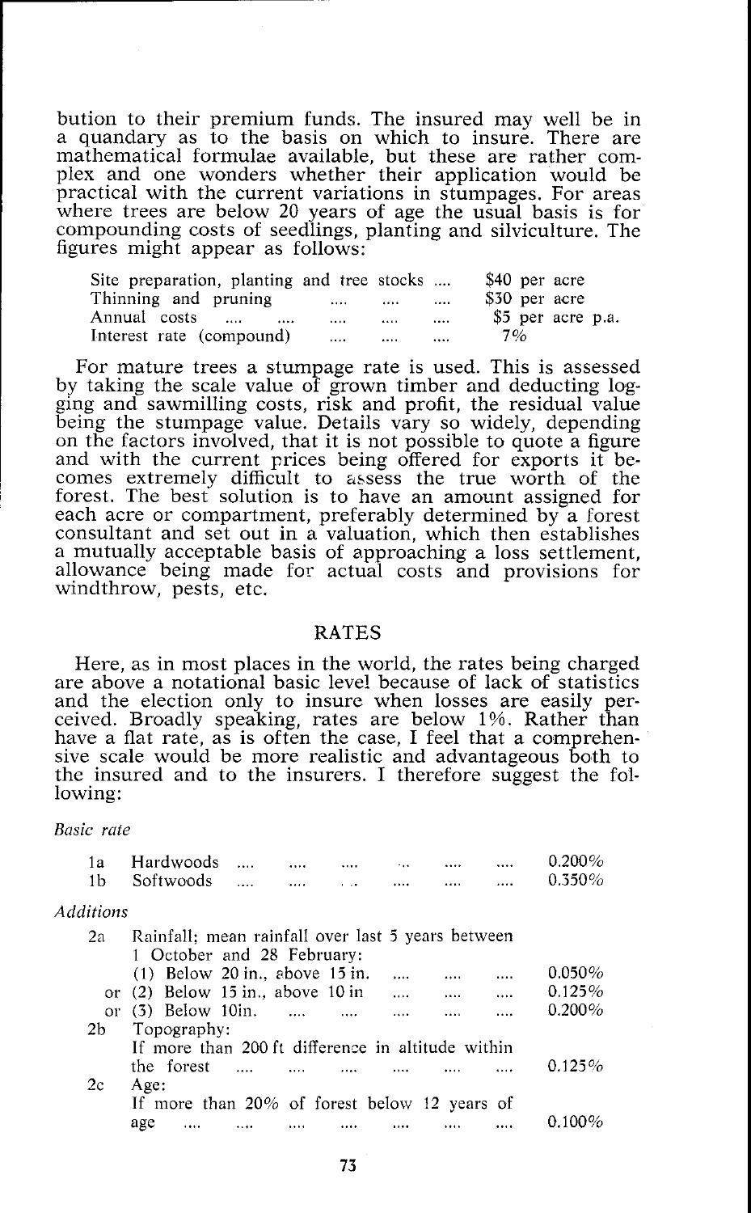bution to their premium funds. The insured may well be in a quandary as to the basis on which to insure. There are mathematical formulae available, but these are rather complex and one wonders whether their application would be practical with the current variations in stumpages. For areas where trees are below 20 years of age the usual basis is for compounding costs of seedlings, planting and silviculture. The figures might appear as follows:

| | |
|---|---|
| Site preparation, planting and tree stocks .... | \$40 per acre |
| Thinning and pruning .... .... .... | \$30 per acre |
| Annual costs .... .... .... .... .... | \$5 per acre p.a. |
| Interest rate (compound) .... .... .... | 7% |

For mature trees a stumpage rate is used. This is assessed by taking the scale value of grown timber and deducting logging and sawmilling costs, risk and profit, the residual value being the stumpage value. Details vary so widely, depending on the factors involved, that it is not possible to quote a figure and with the current prices being offered for exports it becomes extremely difficult to assess the true worth of the forest. The best solution is to have an amount assigned for each acre or compartment, preferably determined by a forest consultant and set out in a valuation, which then establishes a mutually acceptable basis of approaching a loss settlement, allowance being made for actual costs and provisions for windthrow, pests, etc.

## RATES

Here, as in most places in the world, the rates being charged are above a notational basic level because of lack of statistics and the election only to insure when losses are easily perceived. Broadly speaking, rates are below 1%. Rather than have a flat rate, as is often the case, I feel that a comprehensive scale would be more realistic and advantageous both to the insured and to the insurers. I therefore suggest the following:

*Basic rate*

| | | |
|---|---|---|
| 1a | Hardwoods .... .... .... .... .... .... | 0.200% |
| 1b | Softwoods .... .... .... .... .... | 0.350% |

*Additions*

| | | |
|---|---|---|
| 2a | Rainfall; mean rainfall over last 5 years between 1 October and 28 February: | |
| | (1) Below 20 in., above 15 in. .... .... .... | 0.050% |
| | or (2) Below 15 in., above 10 in .... .... .... | 0.125% |
| | or (3) Below 10in. .... .... .... .... .... | 0.200% |
| 2b | Topography: If more than 200 ft difference in altitude within the forest .... .... .... .... .... .... | 0.125% |
| 2c | Age: If more than 20% of forest below 12 years of age .... .... .... .... .... .... .... | 0.100% |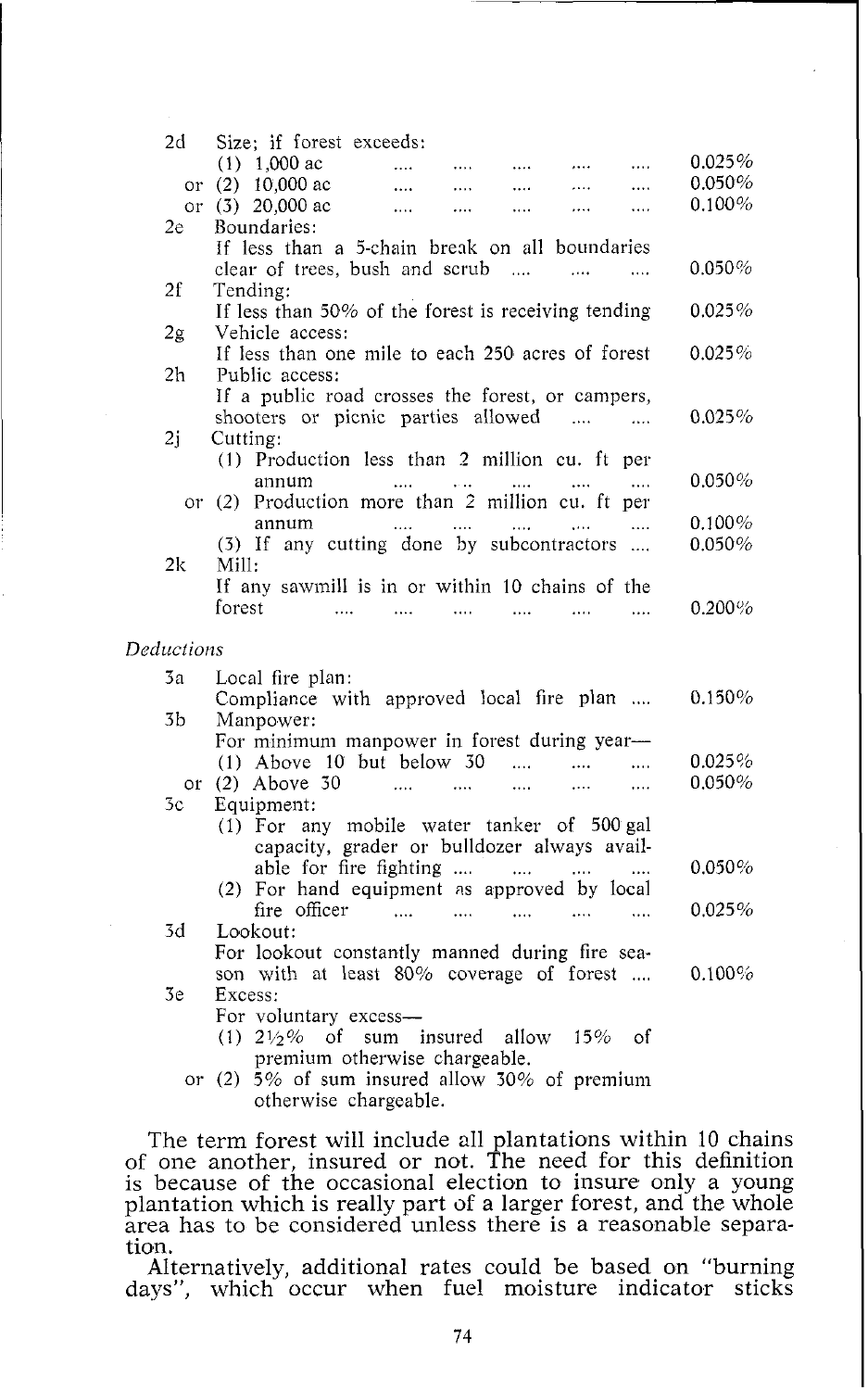| | | |
|---|---|---|
| 2d | Size; if forest exceeds: | |
| | (1) 1,000 ac | 0.025% |
| | or (2) 10,000 ac | 0.050% |
| | or (3) 20,000 ac | 0.100% |
| 2e | Boundaries: | |
| | If less than a 5-chain break on all boundaries clear of trees, bush and scrub | 0.050% |
| 2f | Tending: | |
| | If less than 50% of the forest is receiving tending | 0.025% |
| 2g | Vehicle access: | |
| | If less than one mile to each 250 acres of forest | 0.025% |
| 2h | Public access: | |
| | If a public road crosses the forest, or campers, shooters or picnic parties allowed | 0.025% |
| 2j | Cutting: | |
| | (1) Production less than 2 million cu. ft per annum | 0.050% |
| | or (2) Production more than 2 million cu. ft per annum | 0.100% |
| | (3) If any cutting done by subcontractors | 0.050% |
| 2k | Mill: | |
| | If any sawmill is in or within 10 chains of the forest | 0.200% |

*Deductions*

| | | |
|---|---|---|
| 3a | Local fire plan: | |
| | Compliance with approved local fire plan | 0.150% |
| 3b | Manpower: | |
| | For minimum manpower in forest during year— | |
| | (1) Above 10 but below 30 | 0.025% |
| | or (2) Above 30 | 0.050% |
| 3c | Equipment: | |
| | (1) For any mobile water tanker of 500 gal capacity, grader or bulldozer always available for fire fighting | 0.050% |
| | (2) For hand equipment as approved by local fire officer | 0.025% |
| 3d | Lookout: | |
| | For lookout constantly manned during fire season with at least 80% coverage of forest | 0.100% |
| 3e | Excess: | |
| | For voluntary excess— | |
| | (1) 2½% of sum insured allow 15% of premium otherwise chargeable. | |
| | or (2) 5% of sum insured allow 30% of premium otherwise chargeable. | |

The term forest will include all plantations within 10 chains of one another, insured or not. The need for this definition is because of the occasional election to insure only a young plantation which is really part of a larger forest, and the whole area has to be considered unless there is a reasonable separation.

Alternatively, additional rates could be based on "burning days", which occur when fuel moisture indicator sticks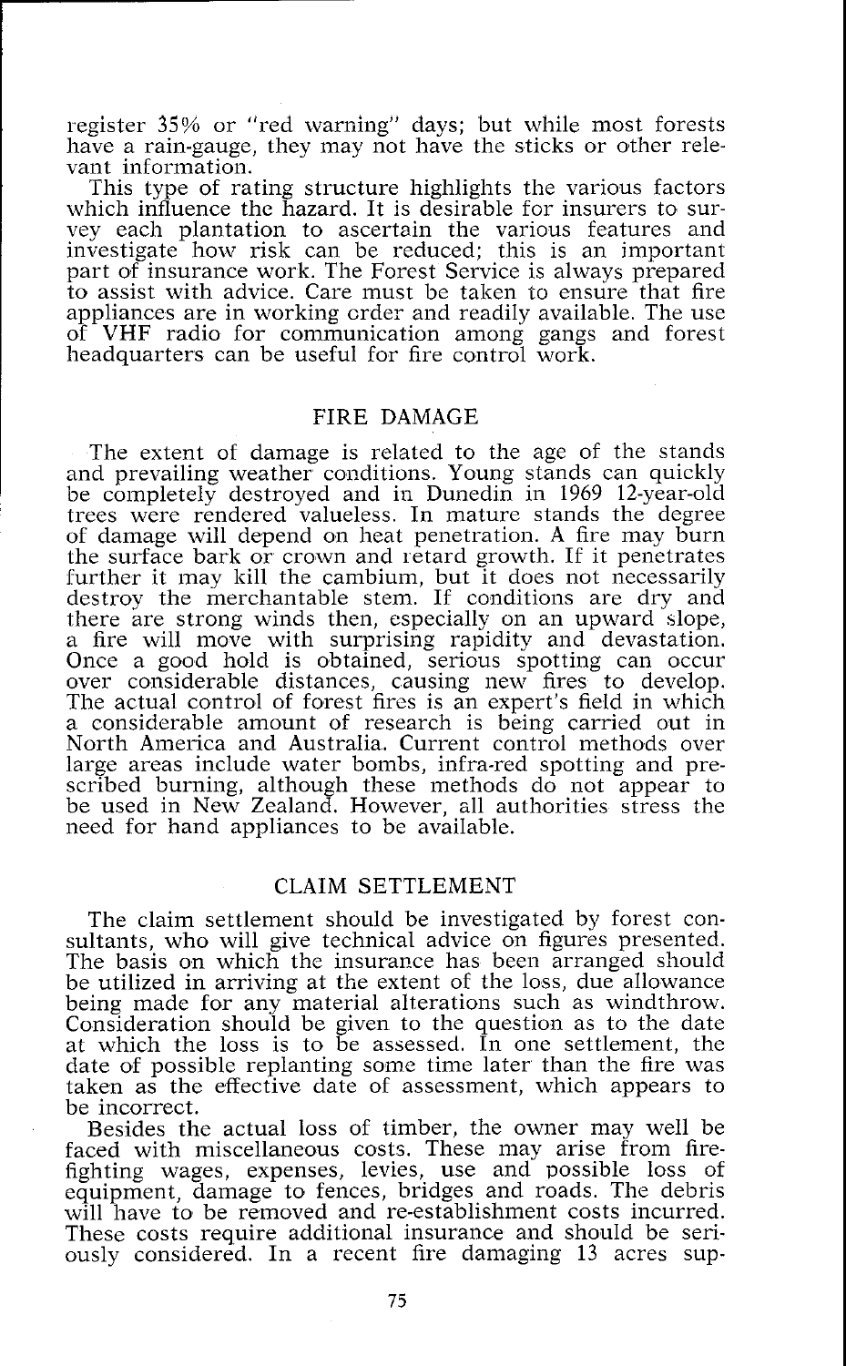register 35% or "red warning" days; but while most forests have a rain-gauge, they may not have the sticks or other relevant information.

This type of rating structure highlights the various factors which influence the hazard. It is desirable for insurers to survey each plantation to ascertain the various features and investigate how risk can be reduced; this is an important part of insurance work. The Forest Service is always prepared to assist with advice. Care must be taken to ensure that fire appliances are in working order and readily available. The use of VHF radio for communication among gangs and forest headquarters can be useful for fire control work.

## FIRE DAMAGE

The extent of damage is related to the age of the stands and prevailing weather conditions. Young stands can quickly be completely destroyed and in Dunedin in 1969 12-year-old trees were rendered valueless. In mature stands the degree of damage will depend on heat penetration. A fire may burn the surface bark or crown and retard growth. If it penetrates further it may kill the cambium, but it does not necessarily destroy the merchantable stem. If conditions are dry and there are strong winds then, especially on an upward slope, a fire will move with surprising rapidity and devastation. Once a good hold is obtained, serious spotting can occur over considerable distances, causing new fires to develop. The actual control of forest fires is an expert's field in which a considerable amount of research is being carried out in North America and Australia. Current control methods over large areas include water bombs, infra-red spotting and prescribed burning, although these methods do not appear to be used in New Zealand. However, all authorities stress the need for hand appliances to be available.

## CLAIM SETTLEMENT

The claim settlement should be investigated by forest consultants, who will give technical advice on figures presented. The basis on which the insurance has been arranged should be utilized in arriving at the extent of the loss, due allowance being made for any material alterations such as windthrow. Consideration should be given to the question as to the date at which the loss is to be assessed. In one settlement, the date of possible replanting some time later than the fire was taken as the effective date of assessment, which appears to be incorrect.

Besides the actual loss of timber, the owner may well be faced with miscellaneous costs. These may arise from fire-fighting wages, expenses, levies, use and possible loss of equipment, damage to fences, bridges and roads. The debris will have to be removed and re-establishment costs incurred. These costs require additional insurance and should be seriously considered. In a recent fire damaging 13 acres sup-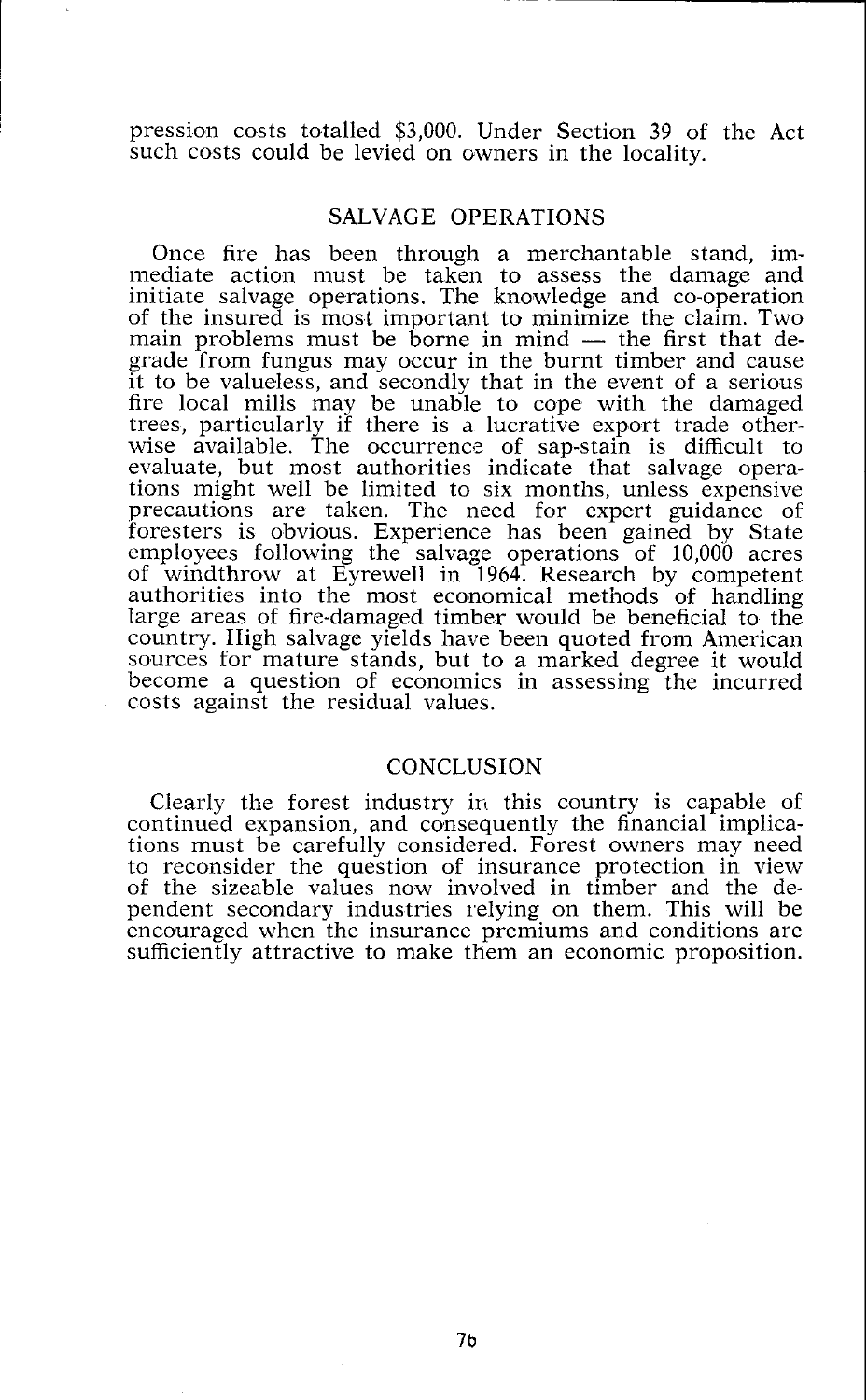pression costs totalled $3,000. Under Section 39 of the Act such costs could be levied on owners in the locality.

## SALVAGE OPERATIONS

Once fire has been through a merchantable stand, immediate action must be taken to assess the damage and initiate salvage operations. The knowledge and co-operation of the insured is most important to minimize the claim. Two main problems must be borne in mind — the first that degrade from fungus may occur in the burnt timber and cause it to be valueless, and secondly that in the event of a serious fire local mills may be unable to cope with the damaged trees, particularly if there is a lucrative export trade otherwise available. The occurrence of sap-stain is difficult to evaluate, but most authorities indicate that salvage operations might well be limited to six months, unless expensive precautions are taken. The need for expert guidance of foresters is obvious. Experience has been gained by State employees following the salvage operations of 10,000 acres of windthrow at Eyrewell in 1964. Research by competent authorities into the most economical methods of handling large areas of fire-damaged timber would be beneficial to the country. High salvage yields have been quoted from American sources for mature stands, but to a marked degree it would become a question of economics in assessing the incurred costs against the residual values.

## CONCLUSION

Clearly the forest industry in this country is capable of continued expansion, and consequently the financial implications must be carefully considered. Forest owners may need to reconsider the question of insurance protection in view of the sizeable values now involved in timber and the dependent secondary industries relying on them. This will be encouraged when the insurance premiums and conditions are sufficiently attractive to make them an economic proposition.